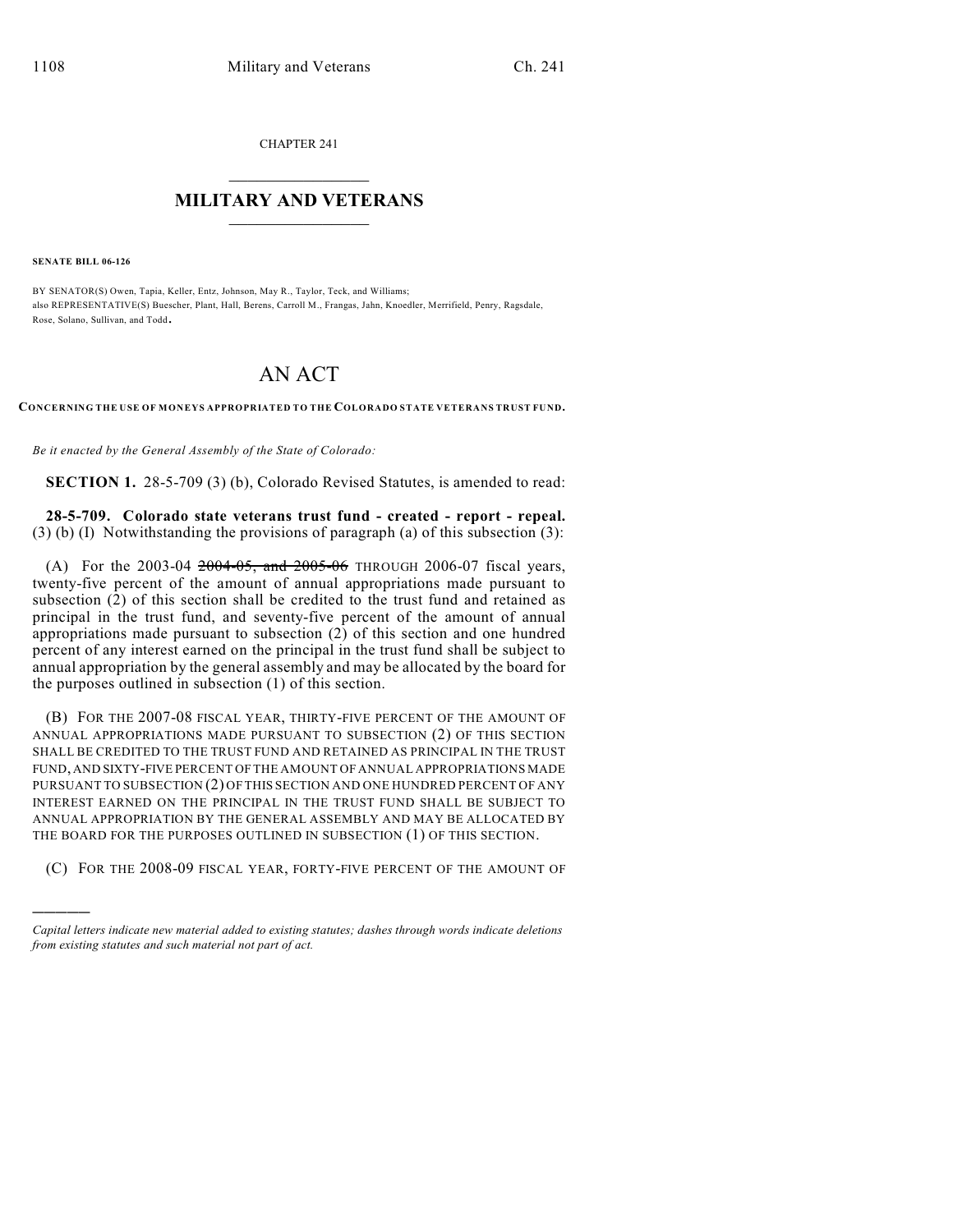CHAPTER 241

## MILITARY AND VETERANS

**SENATE BILL 06-126**

BY SENATOR(S) Owen, Tapia, Keller, Entz, Johnson, May R., Taylor, Teck, and Williams;
also REPRESENTATIVE(S) Buescher, Plant, Hall, Berens, Carroll M., Frangas, Jahn, Knoedler, Merrifield, Penry, Ragsdale, Rose, Solano, Sullivan, and Todd.

# AN ACT

**CONCERNING THE USE OF MONEYS APPROPRIATED TO THE COLORADO STATE VETERANS TRUST FUND.**

*Be it enacted by the General Assembly of the State of Colorado:*

**SECTION 1.** 28-5-709 (3) (b), Colorado Revised Statutes, is amended to read:

**28-5-709. Colorado state veterans trust fund - created - report - repeal.** (3) (b) (I) Notwithstanding the provisions of paragraph (a) of this subsection (3):

(A) For the 2003-04 ~~2004-05, and 2005-06~~ THROUGH 2006-07 fiscal years, twenty-five percent of the amount of annual appropriations made pursuant to subsection (2) of this section shall be credited to the trust fund and retained as principal in the trust fund, and seventy-five percent of the amount of annual appropriations made pursuant to subsection (2) of this section and one hundred percent of any interest earned on the principal in the trust fund shall be subject to annual appropriation by the general assembly and may be allocated by the board for the purposes outlined in subsection (1) of this section.

(B) FOR THE 2007-08 FISCAL YEAR, THIRTY-FIVE PERCENT OF THE AMOUNT OF ANNUAL APPROPRIATIONS MADE PURSUANT TO SUBSECTION (2) OF THIS SECTION SHALL BE CREDITED TO THE TRUST FUND AND RETAINED AS PRINCIPAL IN THE TRUST FUND, AND SIXTY-FIVE PERCENT OF THE AMOUNT OF ANNUAL APPROPRIATIONS MADE PURSUANT TO SUBSECTION (2) OF THIS SECTION AND ONE HUNDRED PERCENT OF ANY INTEREST EARNED ON THE PRINCIPAL IN THE TRUST FUND SHALL BE SUBJECT TO ANNUAL APPROPRIATION BY THE GENERAL ASSEMBLY AND MAY BE ALLOCATED BY THE BOARD FOR THE PURPOSES OUTLINED IN SUBSECTION (1) OF THIS SECTION.

(C) FOR THE 2008-09 FISCAL YEAR, FORTY-FIVE PERCENT OF THE AMOUNT OF

---

*Capital letters indicate new material added to existing statutes; dashes through words indicate deletions from existing statutes and such material not part of act.*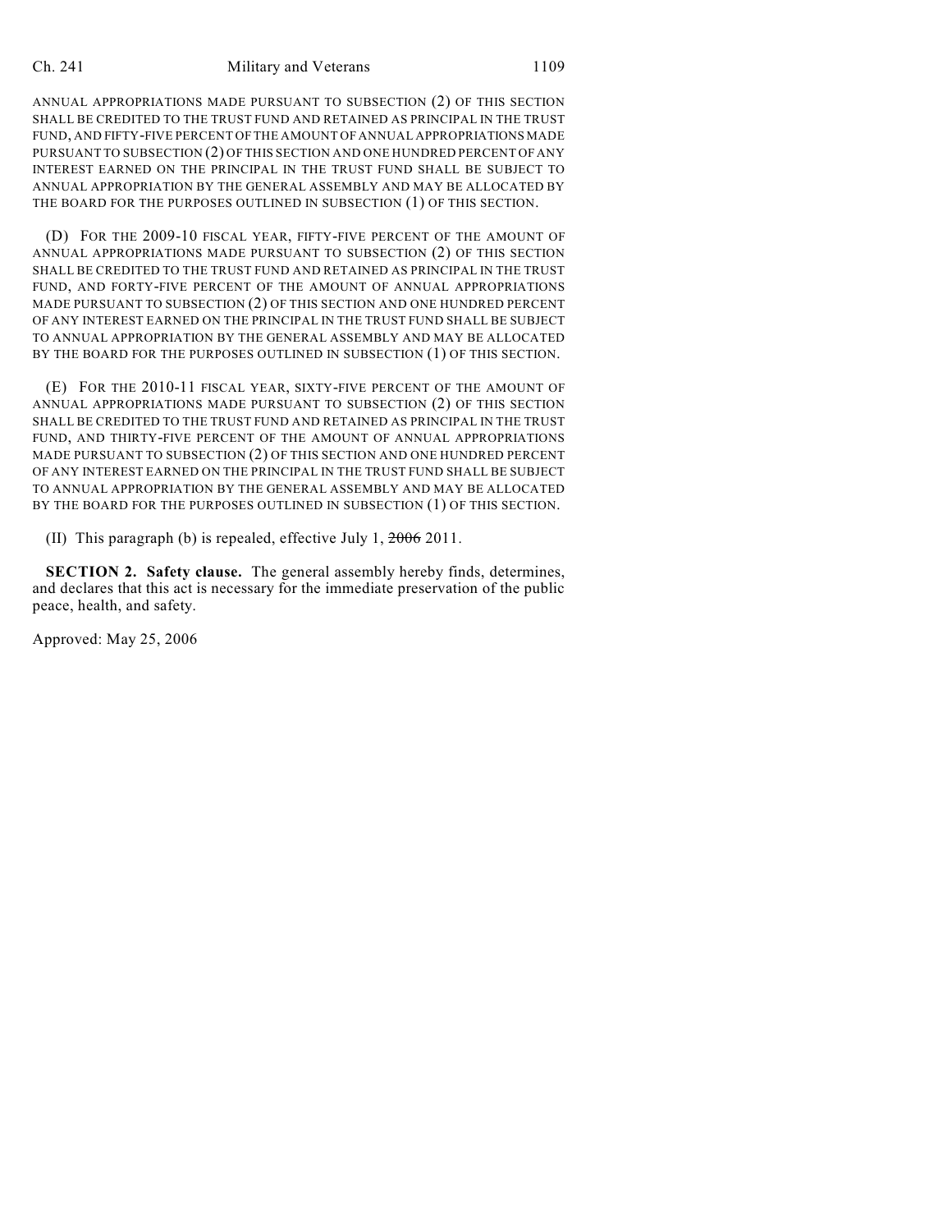ANNUAL APPROPRIATIONS MADE PURSUANT TO SUBSECTION (2) OF THIS SECTION SHALL BE CREDITED TO THE TRUST FUND AND RETAINED AS PRINCIPAL IN THE TRUST FUND, AND FIFTY-FIVE PERCENT OF THE AMOUNT OF ANNUAL APPROPRIATIONS MADE PURSUANT TO SUBSECTION (2) OF THIS SECTION AND ONE HUNDRED PERCENT OF ANY INTEREST EARNED ON THE PRINCIPAL IN THE TRUST FUND SHALL BE SUBJECT TO ANNUAL APPROPRIATION BY THE GENERAL ASSEMBLY AND MAY BE ALLOCATED BY THE BOARD FOR THE PURPOSES OUTLINED IN SUBSECTION (1) OF THIS SECTION.

(D) FOR THE 2009-10 FISCAL YEAR, FIFTY-FIVE PERCENT OF THE AMOUNT OF ANNUAL APPROPRIATIONS MADE PURSUANT TO SUBSECTION (2) OF THIS SECTION SHALL BE CREDITED TO THE TRUST FUND AND RETAINED AS PRINCIPAL IN THE TRUST FUND, AND FORTY-FIVE PERCENT OF THE AMOUNT OF ANNUAL APPROPRIATIONS MADE PURSUANT TO SUBSECTION (2) OF THIS SECTION AND ONE HUNDRED PERCENT OF ANY INTEREST EARNED ON THE PRINCIPAL IN THE TRUST FUND SHALL BE SUBJECT TO ANNUAL APPROPRIATION BY THE GENERAL ASSEMBLY AND MAY BE ALLOCATED BY THE BOARD FOR THE PURPOSES OUTLINED IN SUBSECTION (1) OF THIS SECTION.

(E) FOR THE 2010-11 FISCAL YEAR, SIXTY-FIVE PERCENT OF THE AMOUNT OF ANNUAL APPROPRIATIONS MADE PURSUANT TO SUBSECTION (2) OF THIS SECTION SHALL BE CREDITED TO THE TRUST FUND AND RETAINED AS PRINCIPAL IN THE TRUST FUND, AND THIRTY-FIVE PERCENT OF THE AMOUNT OF ANNUAL APPROPRIATIONS MADE PURSUANT TO SUBSECTION (2) OF THIS SECTION AND ONE HUNDRED PERCENT OF ANY INTEREST EARNED ON THE PRINCIPAL IN THE TRUST FUND SHALL BE SUBJECT TO ANNUAL APPROPRIATION BY THE GENERAL ASSEMBLY AND MAY BE ALLOCATED BY THE BOARD FOR THE PURPOSES OUTLINED IN SUBSECTION (1) OF THIS SECTION.

(II) This paragraph (b) is repealed, effective July 1, ~~2006~~ 2011.

**SECTION 2. Safety clause.** The general assembly hereby finds, determines, and declares that this act is necessary for the immediate preservation of the public peace, health, and safety.

Approved: May 25, 2006